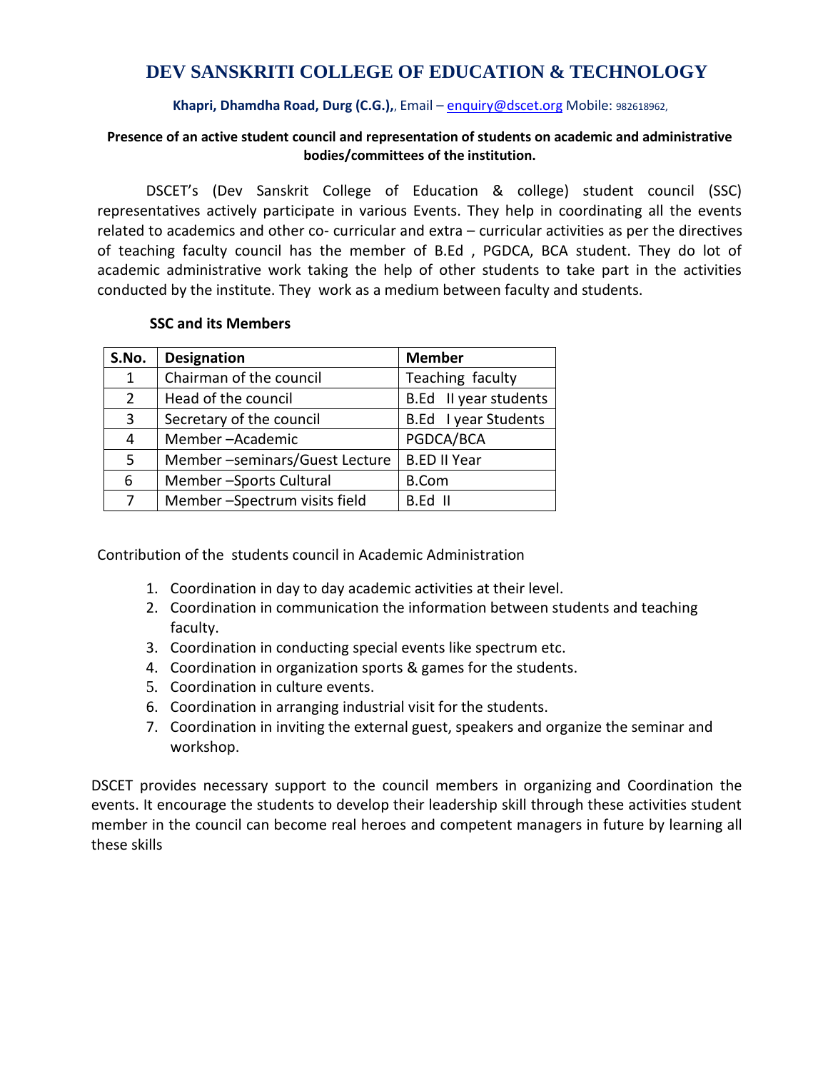# DEV SANSKRITI COLLEGE OF EDUCATION & TECHNOLOGY

**Khapri, Dhamdha Road, Durg (C.G.),**, Email – enquiry@dscet.org Mobile: 982618962,

**Presence of an active student council and representation of students on academic and administrative bodies/committees of the institution.**

DSCET's (Dev Sanskrit College of Education & college) student council (SSC) representatives actively participate in various Events. They help in coordinating all the events related to academics and other co- curricular and extra – curricular activities as per the directives of teaching faculty council has the member of B.Ed , PGDCA, BCA student. They do lot of academic administrative work taking the help of other students to take part in the activities conducted by the institute. They work as a medium between faculty and students.

**SSC and its Members**

| S.No. | Designation | Member |
|---|---|---|
| 1 | Chairman of the council | Teaching faculty |
| 2 | Head of the council | B.Ed II year students |
| 3 | Secretary of the council | B.Ed I year Students |
| 4 | Member –Academic | PGDCA/BCA |
| 5 | Member –seminars/Guest Lecture | B.ED II Year |
| 6 | Member –Sports Cultural | B.Com |
| 7 | Member –Spectrum visits field | B.Ed II |

Contribution of the students council in Academic Administration

1. Coordination in day to day academic activities at their level.
2. Coordination in communication the information between students and teaching faculty.
3. Coordination in conducting special events like spectrum etc.
4. Coordination in organization sports & games for the students.
5. Coordination in culture events.
6. Coordination in arranging industrial visit for the students.
7. Coordination in inviting the external guest, speakers and organize the seminar and workshop.

DSCET provides necessary support to the council members in organizing and Coordination the events. It encourage the students to develop their leadership skill through these activities student member in the council can become real heroes and competent managers in future by learning all these skills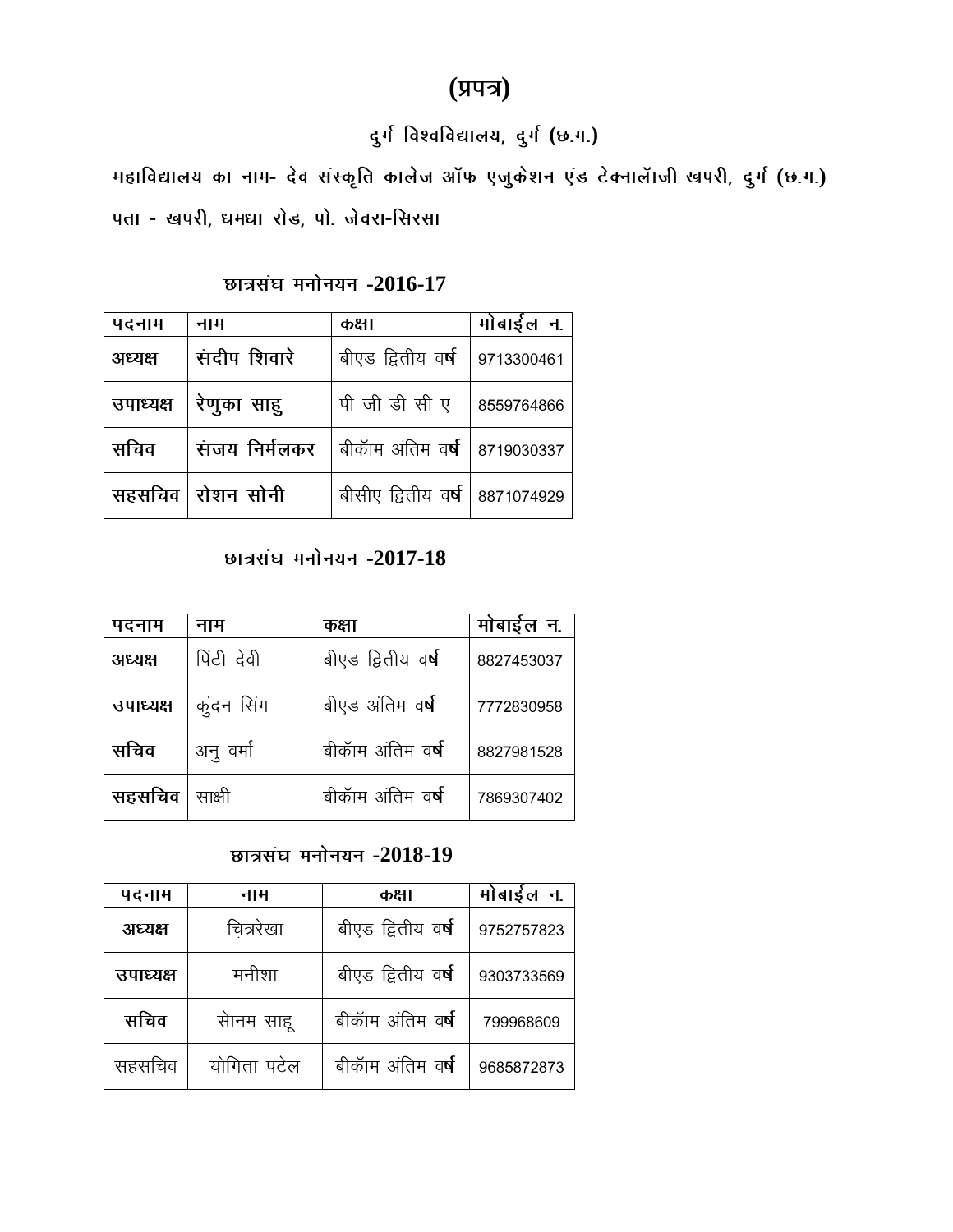# (प्रपत्र)

## दुर्ग विश्वविद्यालय, दुर्ग (छ.ग.)

**महाविद्यालय का नाम- देव संस्कृति कालेज ऑफ एजुकेशन एंड टेक्नालॉजी खपरी, दुर्ग (छ.ग.)**

**पता - खपरी, धमधा रोड, पो. जेवरा-सिरसा**

### छात्रसंघ मनोनयन -2016-17

| पदनाम | नाम | कक्षा | मोबाईल न. |
|---|---|---|---|
| अध्यक्ष | संदीप शिवारे | बीएड द्वितीय वर्ष | 9713300461 |
| उपाध्यक्ष | रेणुका साहु | पी जी डी सी ए | 8559764866 |
| सचिव | संजय निर्मलकर | बीकॉम अंतिम वर्ष | 8719030337 |
| सहसचिव | रोशन सोनी | बीसीए द्वितीय वर्ष | 8871074929 |

### छात्रसंघ मनोनयन -2017-18

| पदनाम | नाम | कक्षा | मोबाईल न. |
|---|---|---|---|
| अध्यक्ष | पिंटी देवी | बीएड द्वितीय वर्ष | 8827453037 |
| उपाध्यक्ष | कुंदन सिंग | बीएड अंतिम वर्ष | 7772830958 |
| सचिव | अनु वर्मा | बीकॉम अंतिम वर्ष | 8827981528 |
| सहसचिव | साक्षी | बीकॉम अंतिम वर्ष | 7869307402 |

### छात्रसंघ मनोनयन -2018-19

| पदनाम | नाम | कक्षा | मोबाईल न. |
|---|---|---|---|
| अध्यक्ष | चित्ररेखा | बीएड द्वितीय वर्ष | 9752757823 |
| उपाध्यक्ष | मनीशा | बीएड द्वितीय वर्ष | 9303733569 |
| सचिव | सोनम साहू | बीकॉम अंतिम वर्ष | 799968609 |
| सहसचिव | योगिता पटेल | बीकॉम अंतिम वर्ष | 9685872873 |